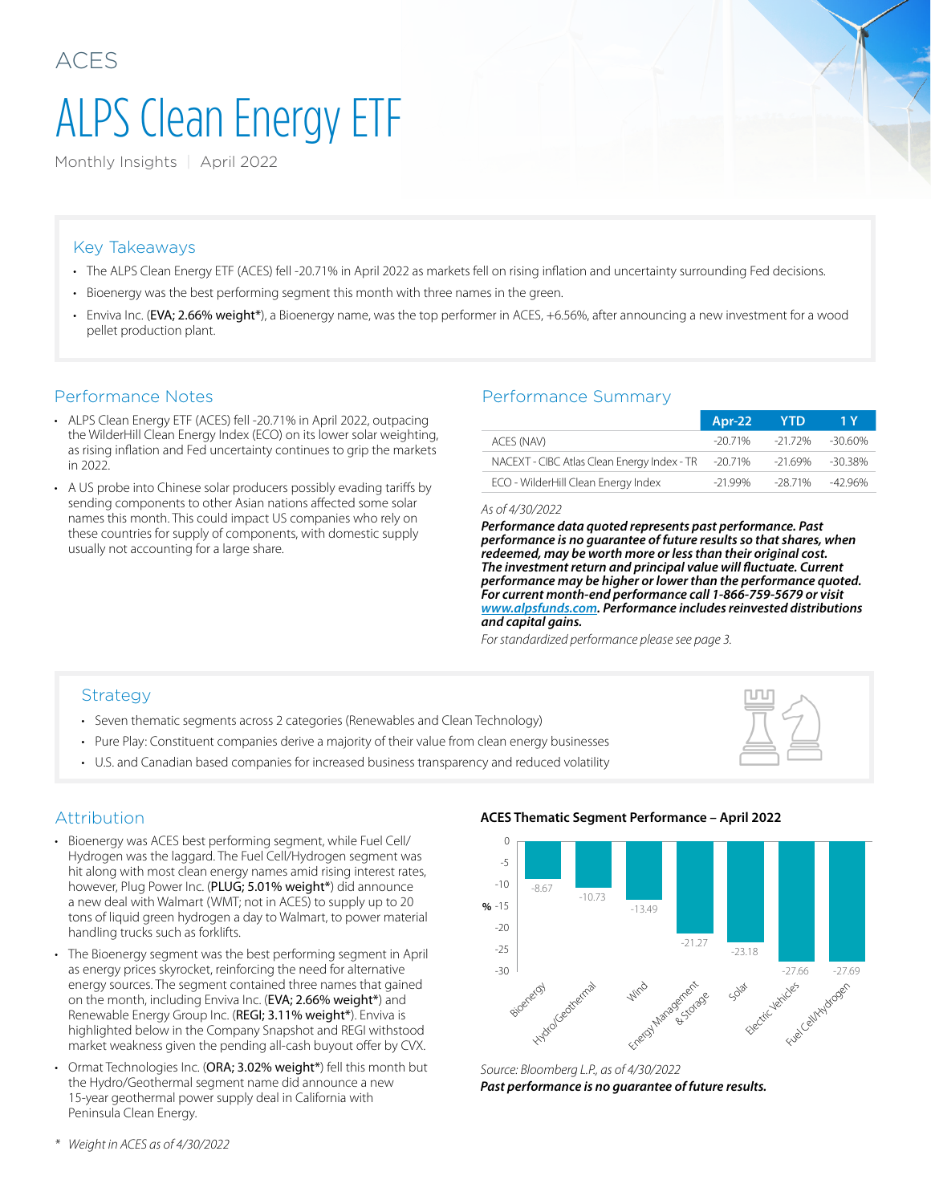ACES

# ALPS Clean Energy ETF

Monthly Insights | April 2022

## Key Takeaways

- The ALPS Clean Energy ETF (ACES) fell -20.71% in April 2022 as markets fell on rising inflation and uncertainty surrounding Fed decisions.
- Bioenergy was the best performing segment this month with three names in the green.
- Enviva Inc. (**EVA; 2.66% weight***), a Bioenergy name, was the top performer in ACES, +6.56%, after announcing a new investment for a wood pellet production plant.

## Performance Notes

- ALPS Clean Energy ETF (ACES) fell -20.71% in April 2022, outpacing the WilderHill Clean Energy Index (ECO) on its lower solar weighting, as rising inflation and Fed uncertainty continues to grip the markets in 2022.
- A US probe into Chinese solar producers possibly evading tariffs by sending components to other Asian nations affected some solar names this month. This could impact US companies who rely on these countries for supply of components, with domestic supply usually not accounting for a large share.

## Performance Summary

| | Apr-22 | YTD | 1 Y |
|---|---|---|---|
| ACES (NAV) | -20.71% | -21.72% | -30.60% |
| NACEXT - CIBC Atlas Clean Energy Index - TR | -20.71% | -21.69% | -30.38% |
| ECO - WilderHill Clean Energy Index | -21.99% | -28.71% | -42.96% |

*As of 4/30/2022*

***Performance data quoted represents past performance. Past performance is no guarantee of future results so that shares, when redeemed, may be worth more or less than their original cost. The investment return and principal value will fluctuate. Current performance may be higher or lower than the performance quoted. For current month-end performance call 1-866-759-5679 or visit www.alpsfunds.com. Performance includes reinvested distributions and capital gains.***

*For standardized performance please see page 3.*

## Strategy

- Seven thematic segments across 2 categories (Renewables and Clean Technology)
- Pure Play: Constituent companies derive a majority of their value from clean energy businesses
- U.S. and Canadian based companies for increased business transparency and reduced volatility

## Attribution

- Bioenergy was ACES best performing segment, while Fuel Cell/ Hydrogen was the laggard. The Fuel Cell/Hydrogen segment was hit along with most clean energy names amid rising interest rates, however, Plug Power Inc. (**PLUG; 5.01% weight***) did announce a new deal with Walmart (WMT; not in ACES) to supply up to 20 tons of liquid green hydrogen a day to Walmart, to power material handling trucks such as forklifts.
- The Bioenergy segment was the best performing segment in April as energy prices skyrocket, reinforcing the need for alternative energy sources. The segment contained three names that gained on the month, including Enviva Inc. (**EVA; 2.66% weight***) and Renewable Energy Group Inc. (**REGI; 3.11% weight***). Enviva is highlighted below in the Company Snapshot and REGI withstood market weakness given the pending all-cash buyout offer by CVX.
- Ormat Technologies Inc. (**ORA; 3.02% weight***) fell this month but the Hydro/Geothermal segment name did announce a new 15-year geothermal power supply deal in California with Peninsula Clean Energy.

**ACES Thematic Segment Performance – April 2022**

| Segment | % |
|---|---|
| Bioenergy | -8.67 |
| Hydro/Geothermal | -10.73 |
| Wind | -13.49 |
| Energy Management & Storage | -21.27 |
| Solar | -23.18 |
| Electric Vehicles | -27.66 |
| Fuel Cell/Hydrogen | -27.69 |

*Source: Bloomberg L.P., as of 4/30/2022*

***Past performance is no guarantee of future results.***

\* *Weight in ACES as of 4/30/2022*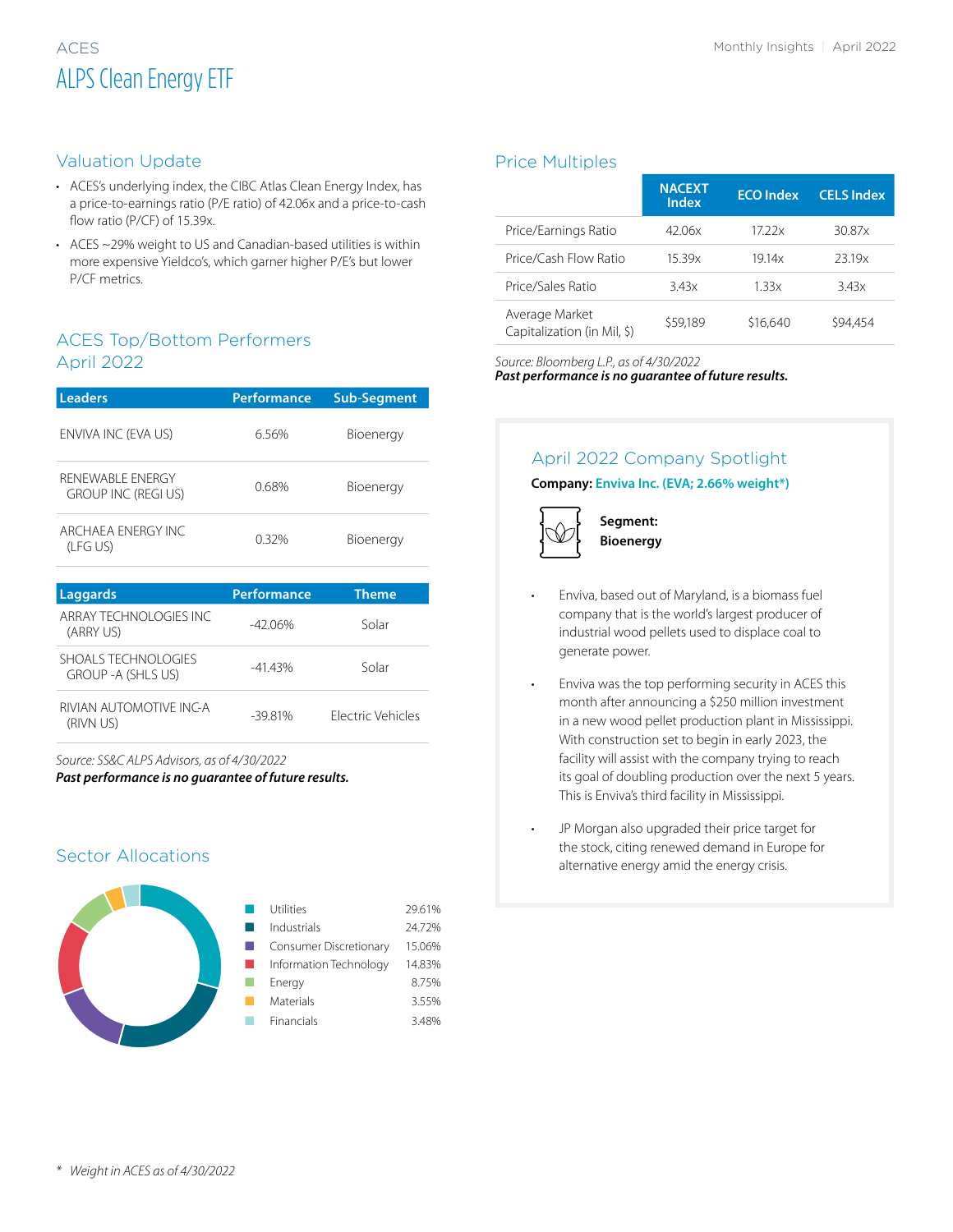ACES

# ALPS Clean Energy ETF

## Valuation Update

- ACES's underlying index, the CIBC Atlas Clean Energy Index, has a price-to-earnings ratio (P/E ratio) of 42.06x and a price-to-cash flow ratio (P/CF) of 15.39x.
- ACES ~29% weight to US and Canadian-based utilities is within more expensive Yieldco's, which garner higher P/E's but lower P/CF metrics.

## ACES Top/Bottom Performers April 2022

| Leaders | Performance | Sub-Segment |
|---|---|---|
| ENVIVA INC (EVA US) | 6.56% | Bioenergy |
| RENEWABLE ENERGY GROUP INC (REGI US) | 0.68% | Bioenergy |
| ARCHAEA ENERGY INC (LFG US) | 0.32% | Bioenergy |

| Laggards | Performance | Theme |
|---|---|---|
| ARRAY TECHNOLOGIES INC (ARRY US) | -42.06% | Solar |
| SHOALS TECHNOLOGIES GROUP -A (SHLS US) | -41.43% | Solar |
| RIVIAN AUTOMOTIVE INC-A (RIVN US) | -39.81% | Electric Vehicles |

*Source: SS&C ALPS Advisors, as of 4/30/2022*

***Past performance is no guarantee of future results.***

## Sector Allocations

| Sector | Allocation |
|---|---|
| Utilities | 29.61% |
| Industrials | 24.72% |
| Consumer Discretionary | 15.06% |
| Information Technology | 14.83% |
| Energy | 8.75% |
| Materials | 3.55% |
| Financials | 3.48% |

## Price Multiples

| | NACEXT Index | ECO Index | CELS Index |
|---|---|---|---|
| Price/Earnings Ratio | 42.06x | 17.22x | 30.87x |
| Price/Cash Flow Ratio | 15.39x | 19.14x | 23.19x |
| Price/Sales Ratio | 3.43x | 1.33x | 3.43x |
| Average Market Capitalization (in Mil, $) | $59,189 | $16,640 | $94,454 |

*Source: Bloomberg L.P., as of 4/30/2022*

***Past performance is no guarantee of future results.***

## April 2022 Company Spotlight

**Company:** **Enviva Inc. (EVA; 2.66% weight*)**

**Segment: Bioenergy**

- Enviva, based out of Maryland, is a biomass fuel company that is the world's largest producer of industrial wood pellets used to displace coal to generate power.
- Enviva was the top performing security in ACES this month after announcing a $250 million investment in a new wood pellet production plant in Mississippi. With construction set to begin in early 2023, the facility will assist with the company trying to reach its goal of doubling production over the next 5 years. This is Enviva's third facility in Mississippi.
- JP Morgan also upgraded their price target for the stock, citing renewed demand in Europe for alternative energy amid the energy crisis.

\* *Weight in ACES as of 4/30/2022*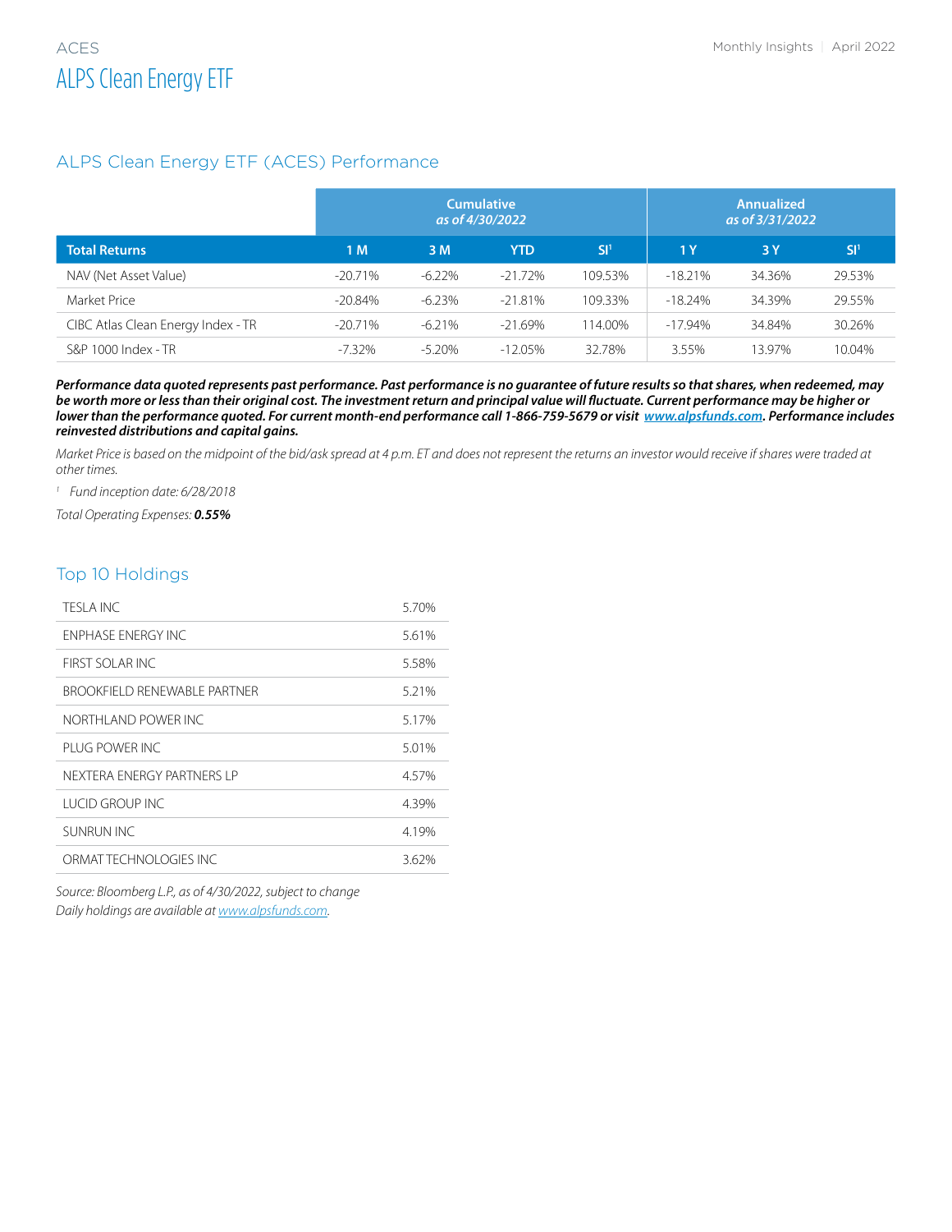ACES

# ALPS Clean Energy ETF

## ALPS Clean Energy ETF (ACES) Performance

| | Cumulative as of 4/30/2022 | | | | Annualized as of 3/31/2022 | | |
|---|---|---|---|---|---|---|---|
| **Total Returns** | **1 M** | **3 M** | **YTD** | **SI[1]** | **1 Y** | **3 Y** | **SI[1]** |
| NAV (Net Asset Value) | -20.71% | -6.22% | -21.72% | 109.53% | -18.21% | 34.36% | 29.53% |
| Market Price | -20.84% | -6.23% | -21.81% | 109.33% | -18.24% | 34.39% | 29.55% |
| CIBC Atlas Clean Energy Index - TR | -20.71% | -6.21% | -21.69% | 114.00% | -17.94% | 34.84% | 30.26% |
| S&P 1000 Index - TR | -7.32% | -5.20% | -12.05% | 32.78% | 3.55% | 13.97% | 10.04% |

***Performance data quoted represents past performance. Past performance is no guarantee of future results so that shares, when redeemed, may be worth more or less than their original cost. The investment return and principal value will fluctuate. Current performance may be higher or lower than the performance quoted. For current month-end performance call 1-866-759-5679 or visit www.alpsfunds.com. Performance includes reinvested distributions and capital gains.***

*Market Price is based on the midpoint of the bid/ask spread at 4 p.m. ET and does not represent the returns an investor would receive if shares were traded at other times.*

[1] *Fund inception date: 6/28/2018*

*Total Operating Expenses:* ***0.55%***

## Top 10 Holdings

| | |
|---|---|
| TESLA INC | 5.70% |
| ENPHASE ENERGY INC | 5.61% |
| FIRST SOLAR INC | 5.58% |
| BROOKFIELD RENEWABLE PARTNER | 5.21% |
| NORTHLAND POWER INC | 5.17% |
| PLUG POWER INC | 5.01% |
| NEXTERA ENERGY PARTNERS LP | 4.57% |
| LUCID GROUP INC | 4.39% |
| SUNRUN INC | 4.19% |
| ORMAT TECHNOLOGIES INC | 3.62% |

*Source: Bloomberg L.P., as of 4/30/2022, subject to change*
*Daily holdings are available at www.alpsfunds.com.*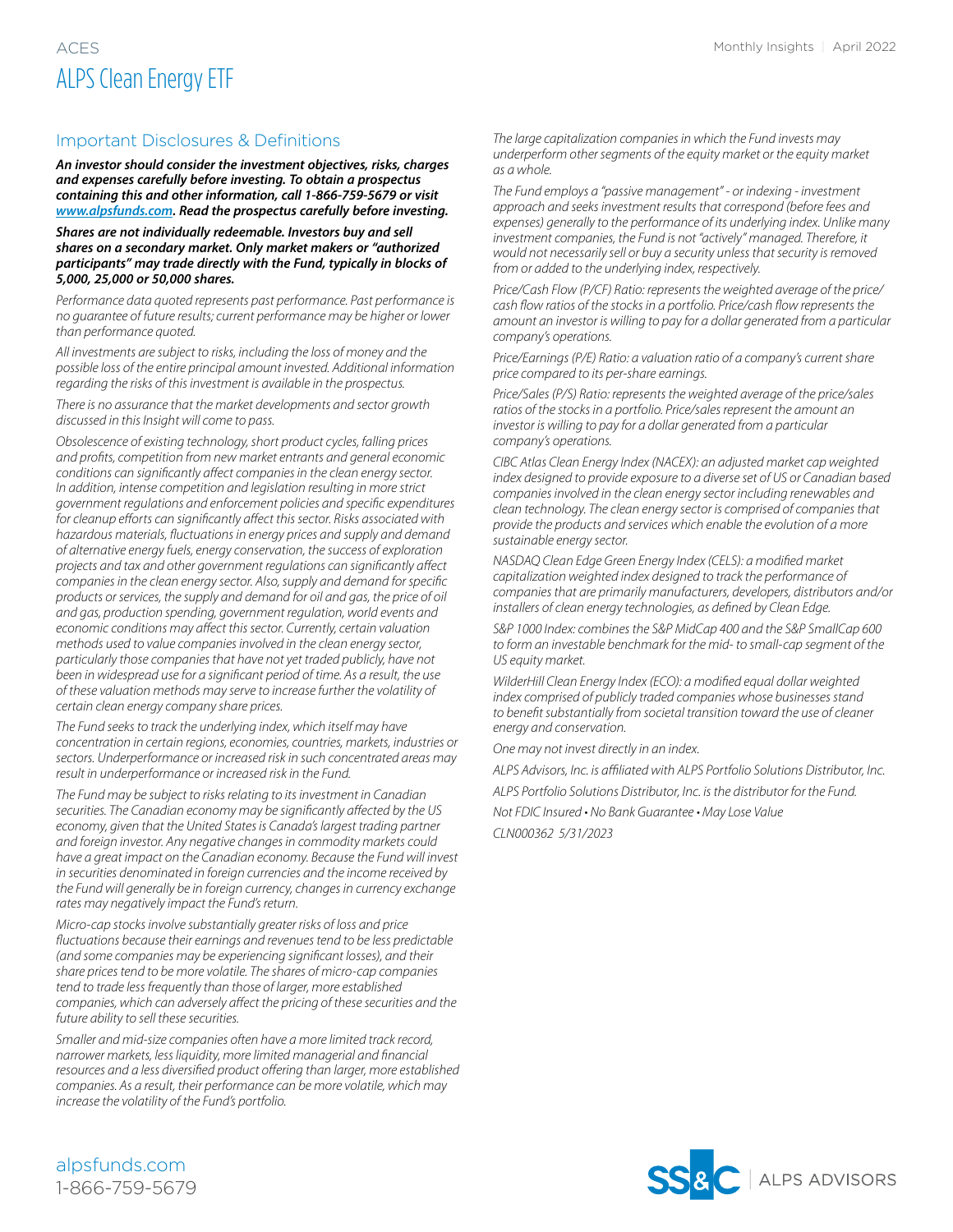## Important Disclosures & Definitions

***An investor should consider the investment objectives, risks, charges and expenses carefully before investing. To obtain a prospectus containing this and other information, call 1-866-759-5679 or visit www.alpsfunds.com. Read the prospectus carefully before investing.***

***Shares are not individually redeemable. Investors buy and sell shares on a secondary market. Only market makers or "authorized participants" may trade directly with the Fund, typically in blocks of 5,000, 25,000 or 50,000 shares.***

*Performance data quoted represents past performance. Past performance is no guarantee of future results; current performance may be higher or lower than performance quoted.*

*All investments are subject to risks, including the loss of money and the possible loss of the entire principal amount invested. Additional information regarding the risks of this investment is available in the prospectus.*

*There is no assurance that the market developments and sector growth discussed in this Insight will come to pass.*

*Obsolescence of existing technology, short product cycles, falling prices and profits, competition from new market entrants and general economic conditions can significantly affect companies in the clean energy sector. In addition, intense competition and legislation resulting in more strict government regulations and enforcement policies and specific expenditures for cleanup efforts can significantly affect this sector. Risks associated with hazardous materials, fluctuations in energy prices and supply and demand of alternative energy fuels, energy conservation, the success of exploration projects and tax and other government regulations can significantly affect companies in the clean energy sector. Also, supply and demand for specific products or services, the supply and demand for oil and gas, the price of oil and gas, production spending, government regulation, world events and economic conditions may affect this sector. Currently, certain valuation methods used to value companies involved in the clean energy sector, particularly those companies that have not yet traded publicly, have not been in widespread use for a significant period of time. As a result, the use of these valuation methods may serve to increase further the volatility of certain clean energy company share prices.*

*The Fund seeks to track the underlying index, which itself may have concentration in certain regions, economies, countries, markets, industries or sectors. Underperformance or increased risk in such concentrated areas may result in underperformance or increased risk in the Fund.*

*The Fund may be subject to risks relating to its investment in Canadian securities. The Canadian economy may be significantly affected by the US economy, given that the United States is Canada's largest trading partner and foreign investor. Any negative changes in commodity markets could have a great impact on the Canadian economy. Because the Fund will invest in securities denominated in foreign currencies and the income received by the Fund will generally be in foreign currency, changes in currency exchange rates may negatively impact the Fund's return.*

*Micro-cap stocks involve substantially greater risks of loss and price fluctuations because their earnings and revenues tend to be less predictable (and some companies may be experiencing significant losses), and their share prices tend to be more volatile. The shares of micro-cap companies tend to trade less frequently than those of larger, more established companies, which can adversely affect the pricing of these securities and the future ability to sell these securities.*

*Smaller and mid-size companies often have a more limited track record, narrower markets, less liquidity, more limited managerial and financial resources and a less diversified product offering than larger, more established companies. As a result, their performance can be more volatile, which may increase the volatility of the Fund's portfolio.*

*The large capitalization companies in which the Fund invests may underperform other segments of the equity market or the equity market as a whole.*

*The Fund employs a "passive management" - or indexing - investment approach and seeks investment results that correspond (before fees and expenses) generally to the performance of its underlying index. Unlike many investment companies, the Fund is not "actively" managed. Therefore, it would not necessarily sell or buy a security unless that security is removed from or added to the underlying index, respectively.*

*Price/Cash Flow (P/CF) Ratio: represents the weighted average of the price/cash flow ratios of the stocks in a portfolio. Price/cash flow represents the amount an investor is willing to pay for a dollar generated from a particular company's operations.*

*Price/Earnings (P/E) Ratio: a valuation ratio of a company's current share price compared to its per-share earnings.*

*Price/Sales (P/S) Ratio: represents the weighted average of the price/sales ratios of the stocks in a portfolio. Price/sales represent the amount an investor is willing to pay for a dollar generated from a particular company's operations.*

*CIBC Atlas Clean Energy Index (NACEX): an adjusted market cap weighted index designed to provide exposure to a diverse set of US or Canadian based companies involved in the clean energy sector including renewables and clean technology. The clean energy sector is comprised of companies that provide the products and services which enable the evolution of a more sustainable energy sector.*

*NASDAQ Clean Edge Green Energy Index (CELS): a modified market capitalization weighted index designed to track the performance of companies that are primarily manufacturers, developers, distributors and/or installers of clean energy technologies, as defined by Clean Edge.*

*S&P 1000 Index: combines the S&P MidCap 400 and the S&P SmallCap 600 to form an investable benchmark for the mid- to small-cap segment of the US equity market.*

*WilderHill Clean Energy Index (ECO): a modified equal dollar weighted index comprised of publicly traded companies whose businesses stand to benefit substantially from societal transition toward the use of cleaner energy and conservation.*

*One may not invest directly in an index.*

*ALPS Advisors, Inc. is affiliated with ALPS Portfolio Solutions Distributor, Inc.*

*ALPS Portfolio Solutions Distributor, Inc. is the distributor for the Fund.*

*Not FDIC Insured • No Bank Guarantee • May Lose Value*

*CLN000362 5/31/2023*

alpsfunds.com
1-866-759-5679

SS&C | ALPS ADVISORS